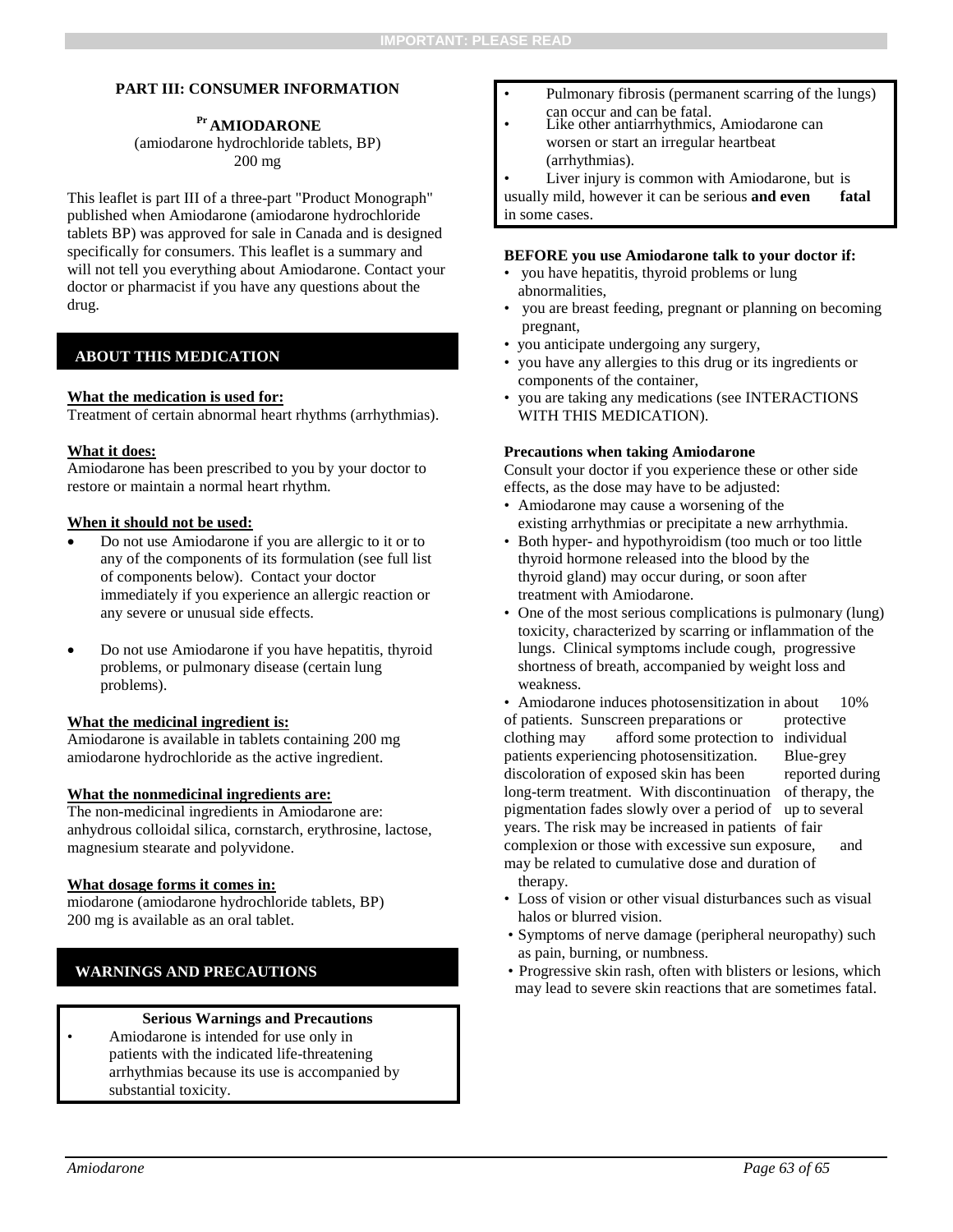## PART III: CONSUMER INFORMATION

**[Pr] AMIODARONE**

(amiodarone hydrochloride tablets, BP)
200 mg

This leaflet is part III of a three-part "Product Monograph" published when Amiodarone (amiodarone hydrochloride tablets BP) was approved for sale in Canada and is designed specifically for consumers. This leaflet is a summary and will not tell you everything about Amiodarone. Contact your doctor or pharmacist if you have any questions about the drug.

### ABOUT THIS MEDICATION

**What the medication is used for:**
Treatment of certain abnormal heart rhythms (arrhythmias).

**What it does:**
Amiodarone has been prescribed to you by your doctor to restore or maintain a normal heart rhythm.

**When it should not be used:**

- Do not use Amiodarone if you are allergic to it or to any of the components of its formulation (see full list of components below). Contact your doctor immediately if you experience an allergic reaction or any severe or unusual side effects.
- Do not use Amiodarone if you have hepatitis, thyroid problems, or pulmonary disease (certain lung problems).

**What the medicinal ingredient is:**
Amiodarone is available in tablets containing 200 mg amiodarone hydrochloride as the active ingredient.

**What the nonmedicinal ingredients are:**
The non-medicinal ingredients in Amiodarone are: anhydrous colloidal silica, cornstarch, erythrosine, lactose, magnesium stearate and polyvidone.

**What dosage forms it comes in:**
miodarone (amiodarone hydrochloride tablets, BP) 200 mg is available as an oral tablet.

### WARNINGS AND PRECAUTIONS

**Serious Warnings and Precautions**

- Amiodarone is intended for use only in patients with the indicated life-threatening arrhythmias because its use is accompanied by substantial toxicity.
- Pulmonary fibrosis (permanent scarring of the lungs) can occur and can be fatal.
- Like other antiarrhythmics, Amiodarone can worsen or start an irregular heartbeat (arrhythmias).
- Liver injury is common with Amiodarone, but is usually mild, however it can be serious **and even fatal** in some cases.

**BEFORE you use Amiodarone talk to your doctor if:**

- you have hepatitis, thyroid problems or lung abnormalities,
- you are breast feeding, pregnant or planning on becoming pregnant,
- you anticipate undergoing any surgery,
- you have any allergies to this drug or its ingredients or components of the container,
- you are taking any medications (see INTERACTIONS WITH THIS MEDICATION).

**Precautions when taking Amiodarone**

Consult your doctor if you experience these or other side effects, as the dose may have to be adjusted:

- Amiodarone may cause a worsening of the existing arrhythmias or precipitate a new arrhythmia.
- Both hyper- and hypothyroidism (too much or too little thyroid hormone released into the blood by the thyroid gland) may occur during, or soon after treatment with Amiodarone.
- One of the most serious complications is pulmonary (lung) toxicity, characterized by scarring or inflammation of the lungs. Clinical symptoms include cough, progressive shortness of breath, accompanied by weight loss and weakness.
- Amiodarone induces photosensitization in about 10% of patients. Sunscreen preparations or protective clothing may afford some protection to individual patients experiencing photosensitization. Blue-grey discoloration of exposed skin has been reported during long-term treatment. With discontinuation of therapy, the pigmentation fades slowly over a period of up to several years. The risk may be increased in patients of fair complexion or those with excessive sun exposure, and may be related to cumulative dose and duration of therapy.
- Loss of vision or other visual disturbances such as visual halos or blurred vision.
- Symptoms of nerve damage (peripheral neuropathy) such as pain, burning, or numbness.
- Progressive skin rash, often with blisters or lesions, which may lead to severe skin reactions that are sometimes fatal.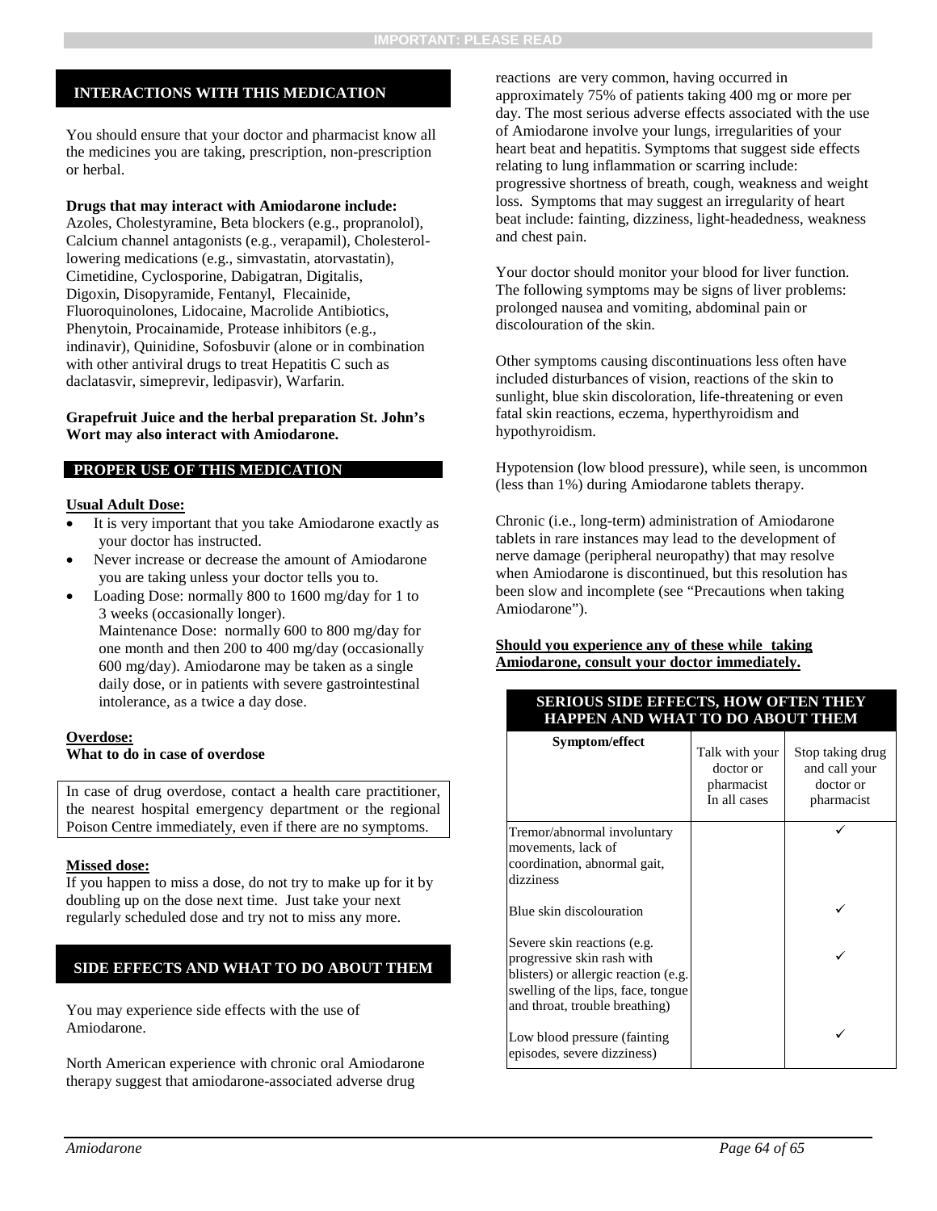IMPORTANT: PLEASE READ

## INTERACTIONS WITH THIS MEDICATION

You should ensure that your doctor and pharmacist know all the medicines you are taking, prescription, non-prescription or herbal.

**Drugs that may interact with Amiodarone include:**
Azoles, Cholestyramine, Beta blockers (e.g., propranolol), Calcium channel antagonists (e.g., verapamil), Cholesterol-lowering medications (e.g., simvastatin, atorvastatin), Cimetidine, Cyclosporine, Dabigatran, Digitalis, Digoxin, Disopyramide, Fentanyl, Flecainide, Fluoroquinolones, Lidocaine, Macrolide Antibiotics, Phenytoin, Procainamide, Protease inhibitors (e.g., indinavir), Quinidine, Sofosbuvir (alone or in combination with other antiviral drugs to treat Hepatitis C such as daclatasvir, simeprevir, ledipasvir), Warfarin.

**Grapefruit Juice and the herbal preparation St. John's Wort may also interact with Amiodarone.**

## PROPER USE OF THIS MEDICATION

**Usual Adult Dose:**

- It is very important that you take Amiodarone exactly as your doctor has instructed.
- Never increase or decrease the amount of Amiodarone you are taking unless your doctor tells you to.
- Loading Dose: normally 800 to 1600 mg/day for 1 to 3 weeks (occasionally longer).
  Maintenance Dose: normally 600 to 800 mg/day for one month and then 200 to 400 mg/day (occasionally 600 mg/day). Amiodarone may be taken as a single daily dose, or in patients with severe gastrointestinal intolerance, as a twice a day dose.

**Overdose:**
**What to do in case of overdose**

In case of drug overdose, contact a health care practitioner, the nearest hospital emergency department or the regional Poison Centre immediately, even if there are no symptoms.

**Missed dose:**
If you happen to miss a dose, do not try to make up for it by doubling up on the dose next time. Just take your next regularly scheduled dose and try not to miss any more.

## SIDE EFFECTS AND WHAT TO DO ABOUT THEM

You may experience side effects with the use of Amiodarone.

North American experience with chronic oral Amiodarone therapy suggest that amiodarone-associated adverse drug reactions are very common, having occurred in approximately 75% of patients taking 400 mg or more per day. The most serious adverse effects associated with the use of Amiodarone involve your lungs, irregularities of your heart beat and hepatitis. Symptoms that suggest side effects relating to lung inflammation or scarring include: progressive shortness of breath, cough, weakness and weight loss. Symptoms that may suggest an irregularity of heart beat include: fainting, dizziness, light-headedness, weakness and chest pain.

Your doctor should monitor your blood for liver function. The following symptoms may be signs of liver problems: prolonged nausea and vomiting, abdominal pain or discolouration of the skin.

Other symptoms causing discontinuations less often have included disturbances of vision, reactions of the skin to sunlight, blue skin discoloration, life-threatening or even fatal skin reactions, eczema, hyperthyroidism and hypothyroidism.

Hypotension (low blood pressure), while seen, is uncommon (less than 1%) during Amiodarone tablets therapy.

Chronic (i.e., long-term) administration of Amiodarone tablets in rare instances may lead to the development of nerve damage (peripheral neuropathy) that may resolve when Amiodarone is discontinued, but this resolution has been slow and incomplete (see "Precautions when taking Amiodarone").

**Should you experience any of these while taking Amiodarone, consult your doctor immediately.**

**SERIOUS SIDE EFFECTS, HOW OFTEN THEY HAPPEN AND WHAT TO DO ABOUT THEM**

| Symptom/effect | Talk with your doctor or pharmacist In all cases | Stop taking drug and call your doctor or pharmacist |
|---|---|---|
| Tremor/abnormal involuntary movements, lack of coordination, abnormal gait, dizziness | | ✓ |
| Blue skin discolouration | | ✓ |
| Severe skin reactions (e.g. progressive skin rash with blisters) or allergic reaction (e.g. swelling of the lips, face, tongue and throat, trouble breathing) | | ✓ |
| Low blood pressure (fainting episodes, severe dizziness) | | ✓ |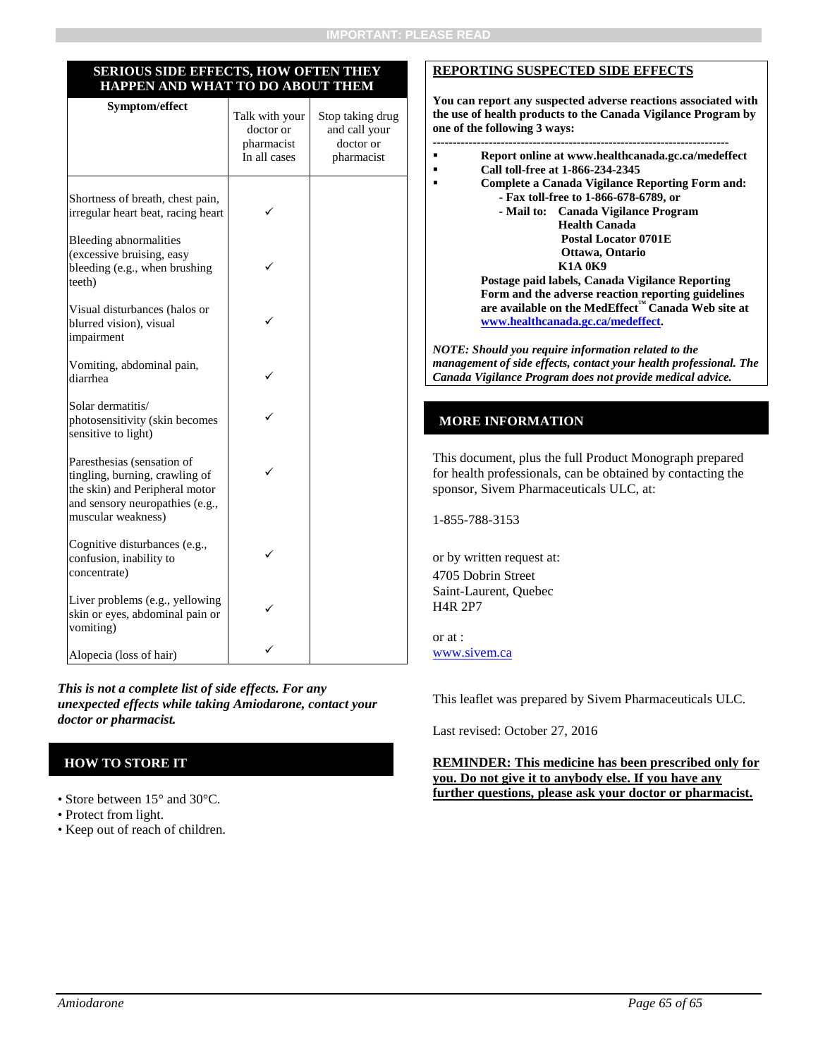IMPORTANT: PLEASE READ

## SERIOUS SIDE EFFECTS, HOW OFTEN THEY HAPPEN AND WHAT TO DO ABOUT THEM

| Symptom/effect | Talk with your doctor or pharmacist In all cases | Stop taking drug and call your doctor or pharmacist |
|---|---|---|
| Shortness of breath, chest pain, irregular heart beat, racing heart | ✓ | |
| Bleeding abnormalities (excessive bruising, easy bleeding (e.g., when brushing teeth) | ✓ | |
| Visual disturbances (halos or blurred vision), visual impairment | ✓ | |
| Vomiting, abdominal pain, diarrhea | ✓ | |
| Solar dermatitis/ photosensitivity (skin becomes sensitive to light) | ✓ | |
| Paresthesias (sensation of tingling, burning, crawling of the skin) and Peripheral motor and sensory neuropathies (e.g., muscular weakness) | ✓ | |
| Cognitive disturbances (e.g., confusion, inability to concentrate) | ✓ | |
| Liver problems (e.g., yellowing skin or eyes, abdominal pain or vomiting) | ✓ | |
| Alopecia (loss of hair) | ✓ | |

***This is not a complete list of side effects. For any unexpected effects while taking Amiodarone, contact your doctor or pharmacist.***

## HOW TO STORE IT

- Store between 15° and 30°C.
- Protect from light.
- Keep out of reach of children.

## REPORTING SUSPECTED SIDE EFFECTS

**You can report any suspected adverse reactions associated with the use of health products to the Canada Vigilance Program by one of the following 3 ways:**

---

- **Report online at www.healthcanada.gc.ca/medeffect**
- **Call toll-free at 1-866-234-2345**
- **Complete a Canada Vigilance Reporting Form and:**
  - **Fax toll-free to 1-866-678-6789, or**
  - **Mail to: Canada Vigilance Program**
    **Health Canada**
    **Postal Locator 0701E**
    **Ottawa, Ontario**
    **K1A 0K9**

  **Postage paid labels, Canada Vigilance Reporting Form and the adverse reaction reporting guidelines are available on the MedEffect™ Canada Web site at www.healthcanada.gc.ca/medeffect.**

***NOTE: Should you require information related to the management of side effects, contact your health professional. The Canada Vigilance Program does not provide medical advice.***

## MORE INFORMATION

This document, plus the full Product Monograph prepared for health professionals, can be obtained by contacting the sponsor, Sivem Pharmaceuticals ULC, at:

1-855-788-3153

or by written request at:
4705 Dobrin Street
Saint-Laurent, Quebec
H4R 2P7

or at :
www.sivem.ca

This leaflet was prepared by Sivem Pharmaceuticals ULC.

Last revised: October 27, 2016

**REMINDER: This medicine has been prescribed only for you. Do not give it to anybody else. If you have any further questions, please ask your doctor or pharmacist.**